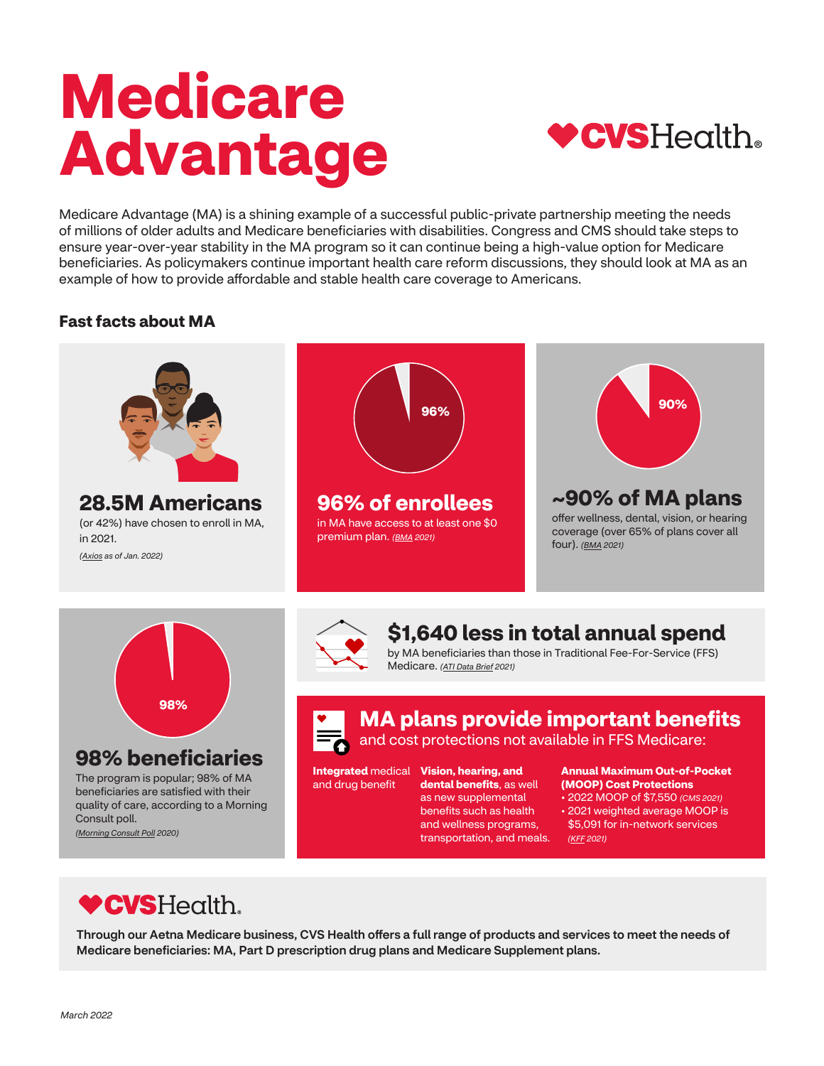# Medicare Advantage

CVSHealth.

Medicare Advantage (MA) is a shining example of a successful public-private partnership meeting the needs of millions of older adults and Medicare beneficiaries with disabilities. Congress and CMS should take steps to ensure year-over-year stability in the MA program so it can continue being a high-value option for Medicare beneficiaries. As policymakers continue important health care reform discussions, they should look at MA as an example of how to provide affordable and stable health care coverage to Americans.

## Fast facts about MA

### 28.5M Americans

(or 42%) have chosen to enroll in MA, in 2021.

*(Axios as of Jan. 2022)*

96%

### 96% of enrollees

in MA have access to at least one $0 premium plan. *(BMA 2021)*

90%

### ~90% of MA plans

offer wellness, dental, vision, or hearing coverage (over 65% of plans cover all four). *(BMA 2021)*

98%

### 98% beneficiaries

The program is popular; 98% of MA beneficiaries are satisfied with their quality of care, according to a Morning Consult poll.

*(Morning Consult Poll 2020)*

### $1,640 less in total annual spend

by MA beneficiaries than those in Traditional Fee-For-Service (FFS) Medicare. *(ATI Data Brief 2021)*

### MA plans provide important benefits

and cost protections not available in FFS Medicare:

**Integrated** medical and drug benefit

**Vision, hearing, and dental benefits**, as well as new supplemental benefits such as health and wellness programs, transportation, and meals.

**Annual Maximum Out-of-Pocket (MOOP) Cost Protections**

- 2022 MOOP of $7,550 *(CMS 2021)*
- 2021 weighted average MOOP is $5,091 for in-network services *(KFF 2021)*

CVSHealth.

**Through our Aetna Medicare business, CVS Health offers a full range of products and services to meet the needs of Medicare beneficiaries: MA, Part D prescription drug plans and Medicare Supplement plans.**

*March 2022*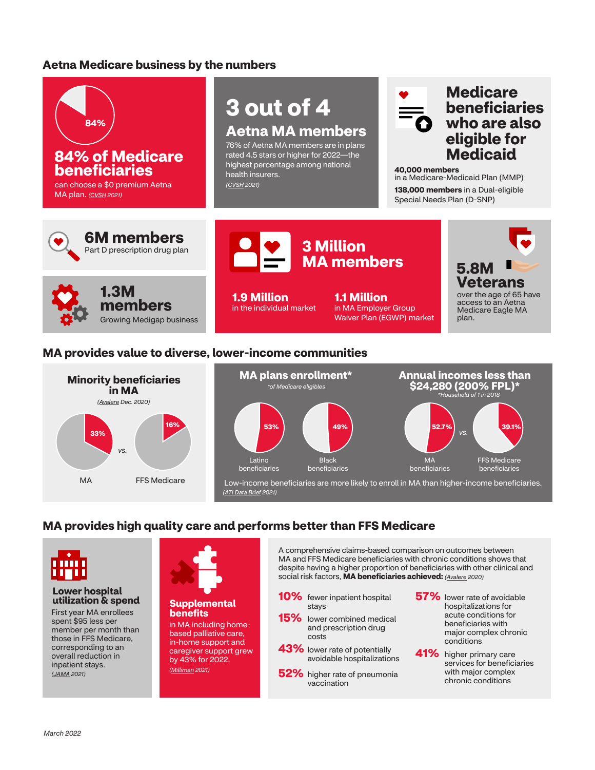## Aetna Medicare business by the numbers

84%

**84% of Medicare beneficiaries**

can choose a $0 premium Aetna MA plan. *(CVSH 2021)*

**3 out of 4**

**Aetna MA members**

76% of Aetna MA members are in plans rated 4.5 stars or higher for 2022—the highest percentage among national health insurers.

*(CVSH 2021)*

**Medicare beneficiaries who are also eligible for Medicaid**

**40,000 members** in a Medicare-Medicaid Plan (MMP)

**138,000 members** in a Dual-eligible Special Needs Plan (D-SNP)

**6M members**

Part D prescription drug plan

**1.3M members**

Growing Medigap business

**3 Million MA members**

**1.9 Million** in the individual market

**1.1 Million** in MA Employer Group Waiver Plan (EGWP) market

**5.8M Veterans**

over the age of 65 have access to an Aetna Medicare Eagle MA plan.

## MA provides value to diverse, lower-income communities

**Minority beneficiaries in MA**

*(Avalere Dec. 2020)*

33% vs. 16%

MA

FFS Medicare

**MA plans enrollment***

*\*of Medicare eligibles*

53%

Latino beneficiaries

49%

Black beneficiaries

**Annual incomes less than $24,280 (200% FPL)***

*\*Household of 1 in 2018*

52.7% vs. 39.1%

MA beneficiaries

FFS Medicare beneficiaries

Low-income beneficiaries are more likely to enroll in MA than higher-income beneficiaries.

*(ATI Data Brief 2021)*

## MA provides high quality care and performs better than FFS Medicare

**Lower hospital utilization & spend**

First year MA enrollees spent $95 less per member per month than those in FFS Medicare, corresponding to an overall reduction in inpatient stays.

*(JAMA 2021)*

**Supplemental benefits**

in MA including home-based palliative care, in-home support and caregiver support grew by 43% for 2022.

*(Milliman 2021)*

A comprehensive claims-based comparison on outcomes between MA and FFS Medicare beneficiaries with chronic conditions shows that despite having a higher proportion of beneficiaries with other clinical and social risk factors, **MA beneficiaries achieved:** *(Avalere 2020)*

- **10%** fewer inpatient hospital stays
- **15%** lower combined medical and prescription drug costs
- **43%** lower rate of potentially avoidable hospitalizations
- **52%** higher rate of pneumonia vaccination
- **57%** lower rate of avoidable hospitalizations for acute conditions for beneficiaries with major complex chronic conditions
- **41%** higher primary care services for beneficiaries with major complex chronic conditions

*March 2022*